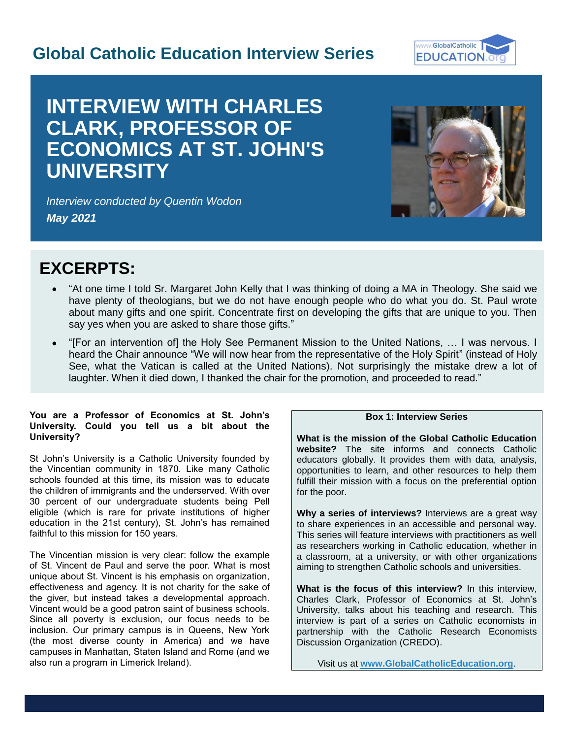# Global Catholic Education Interview Series

# INTERVIEW WITH CHARLES CLARK, PROFESSOR OF ECONOMICS AT ST. JOHN'S UNIVERSITY

*Interview conducted by Quentin Wodon*

***May 2021***

## EXCERPTS:

- "At one time I told Sr. Margaret John Kelly that I was thinking of doing a MA in Theology. She said we have plenty of theologians, but we do not have enough people who do what you do. St. Paul wrote about many gifts and one spirit. Concentrate first on developing the gifts that are unique to you. Then say yes when you are asked to share those gifts."
- "[For an intervention of] the Holy See Permanent Mission to the United Nations, … I was nervous. I heard the Chair announce "We will now hear from the representative of the Holy Spirit" (instead of Holy See, what the Vatican is called at the United Nations). Not surprisingly the mistake drew a lot of laughter. When it died down, I thanked the chair for the promotion, and proceeded to read."

**You are a Professor of Economics at St. John's University. Could you tell us a bit about the University?**

St John's University is a Catholic University founded by the Vincentian community in 1870. Like many Catholic schools founded at this time, its mission was to educate the children of immigrants and the underserved. With over 30 percent of our undergraduate students being Pell eligible (which is rare for private institutions of higher education in the 21st century), St. John's has remained faithful to this mission for 150 years.

The Vincentian mission is very clear: follow the example of St. Vincent de Paul and serve the poor. What is most unique about St. Vincent is his emphasis on organization, effectiveness and agency. It is not charity for the sake of the giver, but instead takes a developmental approach. Vincent would be a good patron saint of business schools. Since all poverty is exclusion, our focus needs to be inclusion. Our primary campus is in Queens, New York (the most diverse county in America) and we have campuses in Manhattan, Staten Island and Rome (and we also run a program in Limerick Ireland).

**Box 1: Interview Series**

**What is the mission of the Global Catholic Education website?** The site informs and connects Catholic educators globally. It provides them with data, analysis, opportunities to learn, and other resources to help them fulfill their mission with a focus on the preferential option for the poor.

**Why a series of interviews?** Interviews are a great way to share experiences in an accessible and personal way. This series will feature interviews with practitioners as well as researchers working in Catholic education, whether in a classroom, at a university, or with other organizations aiming to strengthen Catholic schools and universities.

**What is the focus of this interview?** In this interview, Charles Clark, Professor of Economics at St. John's University, talks about his teaching and research. This interview is part of a series on Catholic economists in partnership with the Catholic Research Economists Discussion Organization (CREDO).

Visit us at **www.GlobalCatholicEducation.org**.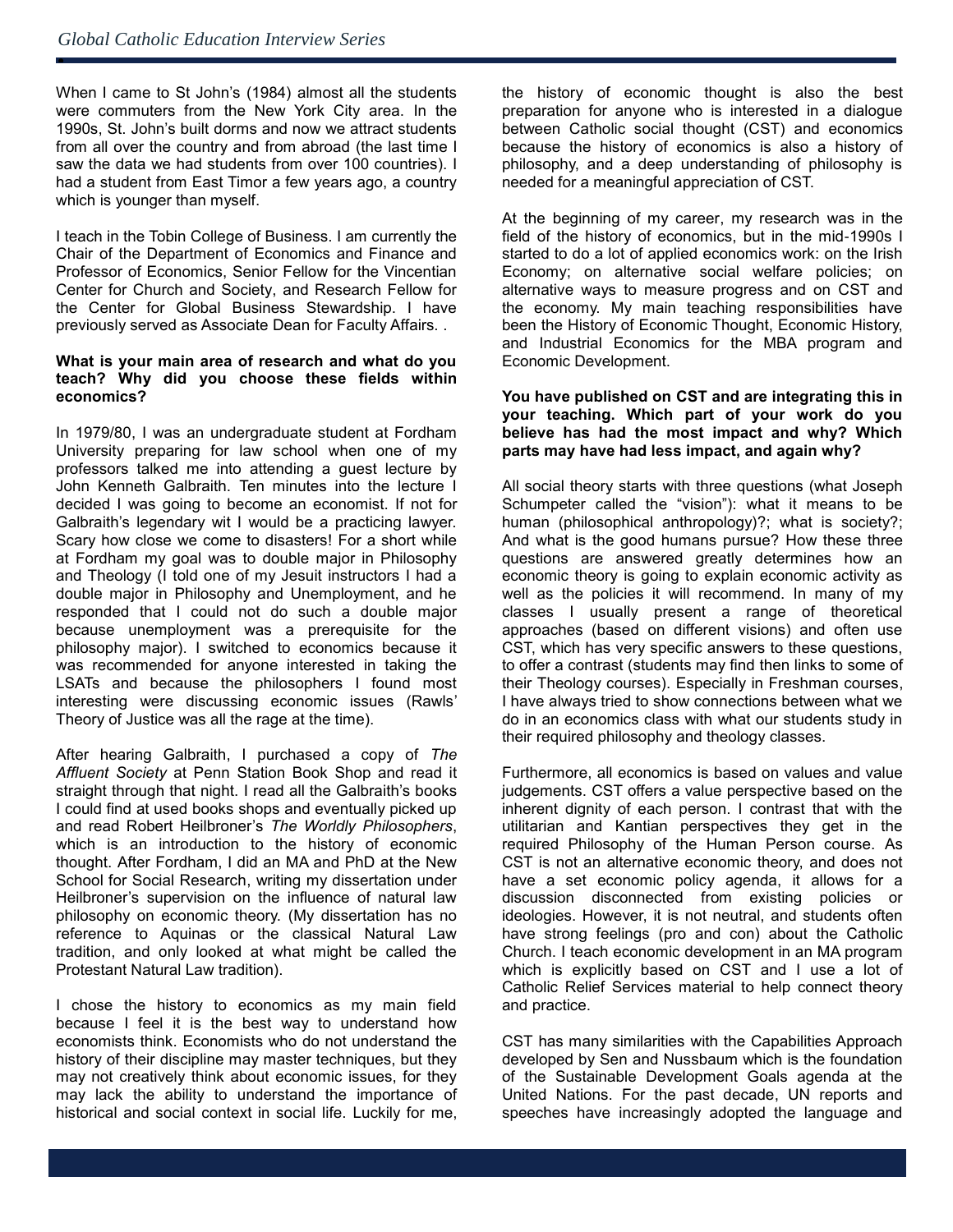When I came to St John's (1984) almost all the students were commuters from the New York City area. In the 1990s, St. John's built dorms and now we attract students from all over the country and from abroad (the last time I saw the data we had students from over 100 countries). I had a student from East Timor a few years ago, a country which is younger than myself.

I teach in the Tobin College of Business. I am currently the Chair of the Department of Economics and Finance and Professor of Economics, Senior Fellow for the Vincentian Center for Church and Society, and Research Fellow for the Center for Global Business Stewardship. I have previously served as Associate Dean for Faculty Affairs. .

**What is your main area of research and what do you teach? Why did you choose these fields within economics?**

In 1979/80, I was an undergraduate student at Fordham University preparing for law school when one of my professors talked me into attending a guest lecture by John Kenneth Galbraith. Ten minutes into the lecture I decided I was going to become an economist. If not for Galbraith's legendary wit I would be a practicing lawyer. Scary how close we come to disasters! For a short while at Fordham my goal was to double major in Philosophy and Theology (I told one of my Jesuit instructors I had a double major in Philosophy and Unemployment, and he responded that I could not do such a double major because unemployment was a prerequisite for the philosophy major). I switched to economics because it was recommended for anyone interested in taking the LSATs and because the philosophers I found most interesting were discussing economic issues (Rawls' Theory of Justice was all the rage at the time).

After hearing Galbraith, I purchased a copy of *The Affluent Society* at Penn Station Book Shop and read it straight through that night. I read all the Galbraith's books I could find at used books shops and eventually picked up and read Robert Heilbroner's *The Worldly Philosophers*, which is an introduction to the history of economic thought. After Fordham, I did an MA and PhD at the New School for Social Research, writing my dissertation under Heilbroner's supervision on the influence of natural law philosophy on economic theory. (My dissertation has no reference to Aquinas or the classical Natural Law tradition, and only looked at what might be called the Protestant Natural Law tradition).

I chose the history to economics as my main field because I feel it is the best way to understand how economists think. Economists who do not understand the history of their discipline may master techniques, but they may not creatively think about economic issues, for they may lack the ability to understand the importance of historical and social context in social life. Luckily for me, the history of economic thought is also the best preparation for anyone who is interested in a dialogue between Catholic social thought (CST) and economics because the history of economics is also a history of philosophy, and a deep understanding of philosophy is needed for a meaningful appreciation of CST.

At the beginning of my career, my research was in the field of the history of economics, but in the mid-1990s I started to do a lot of applied economics work: on the Irish Economy; on alternative social welfare policies; on alternative ways to measure progress and on CST and the economy. My main teaching responsibilities have been the History of Economic Thought, Economic History, and Industrial Economics for the MBA program and Economic Development.

**You have published on CST and are integrating this in your teaching. Which part of your work do you believe has had the most impact and why? Which parts may have had less impact, and again why?**

All social theory starts with three questions (what Joseph Schumpeter called the "vision"): what it means to be human (philosophical anthropology)?; what is society?; And what is the good humans pursue? How these three questions are answered greatly determines how an economic theory is going to explain economic activity as well as the policies it will recommend. In many of my classes I usually present a range of theoretical approaches (based on different visions) and often use CST, which has very specific answers to these questions, to offer a contrast (students may find then links to some of their Theology courses). Especially in Freshman courses, I have always tried to show connections between what we do in an economics class with what our students study in their required philosophy and theology classes.

Furthermore, all economics is based on values and value judgements. CST offers a value perspective based on the inherent dignity of each person. I contrast that with the utilitarian and Kantian perspectives they get in the required Philosophy of the Human Person course. As CST is not an alternative economic theory, and does not have a set economic policy agenda, it allows for a discussion disconnected from existing policies or ideologies. However, it is not neutral, and students often have strong feelings (pro and con) about the Catholic Church. I teach economic development in an MA program which is explicitly based on CST and I use a lot of Catholic Relief Services material to help connect theory and practice.

CST has many similarities with the Capabilities Approach developed by Sen and Nussbaum which is the foundation of the Sustainable Development Goals agenda at the United Nations. For the past decade, UN reports and speeches have increasingly adopted the language and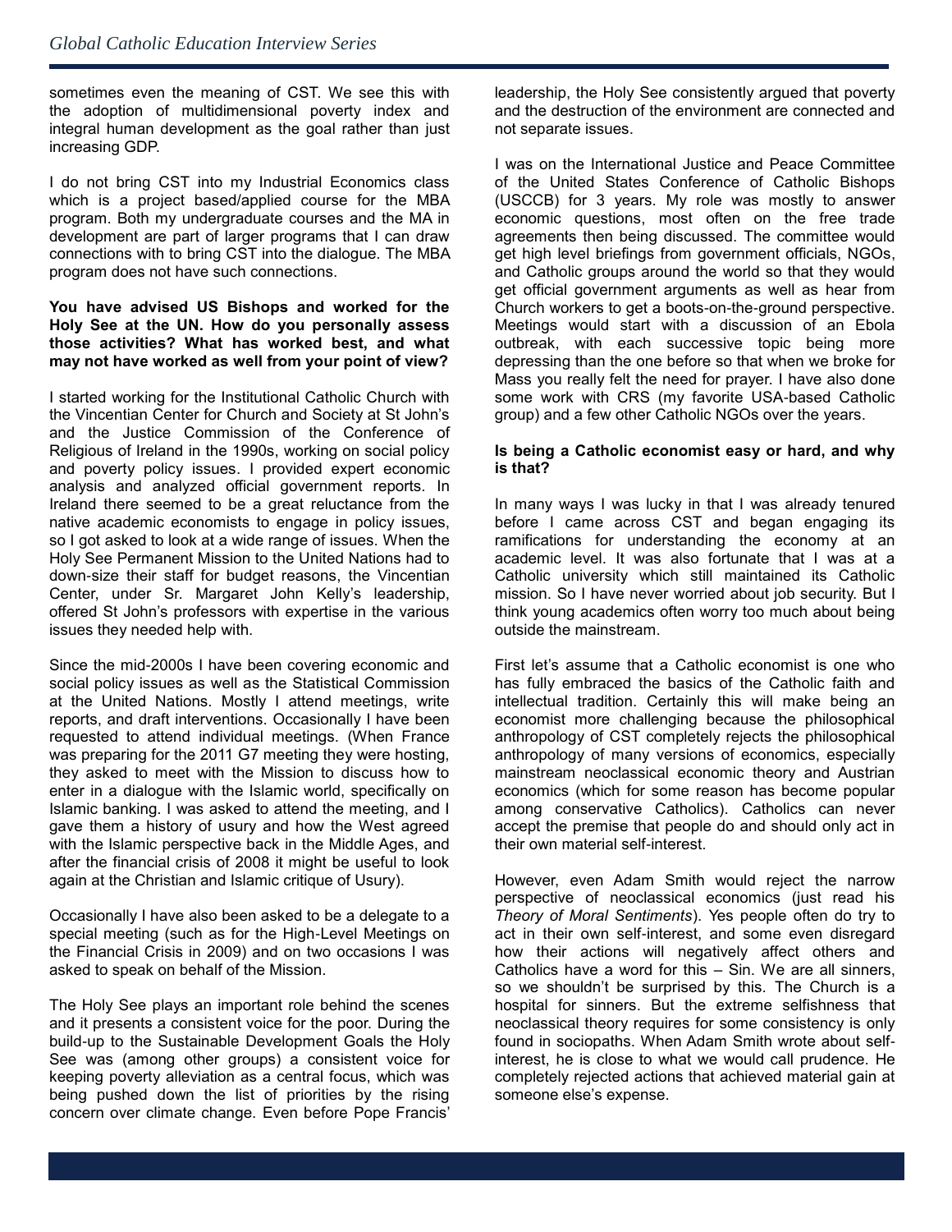sometimes even the meaning of CST. We see this with the adoption of multidimensional poverty index and integral human development as the goal rather than just increasing GDP.

I do not bring CST into my Industrial Economics class which is a project based/applied course for the MBA program. Both my undergraduate courses and the MA in development are part of larger programs that I can draw connections with to bring CST into the dialogue. The MBA program does not have such connections.

**You have advised US Bishops and worked for the Holy See at the UN. How do you personally assess those activities? What has worked best, and what may not have worked as well from your point of view?**

I started working for the Institutional Catholic Church with the Vincentian Center for Church and Society at St John's and the Justice Commission of the Conference of Religious of Ireland in the 1990s, working on social policy and poverty policy issues. I provided expert economic analysis and analyzed official government reports. In Ireland there seemed to be a great reluctance from the native academic economists to engage in policy issues, so I got asked to look at a wide range of issues. When the Holy See Permanent Mission to the United Nations had to down-size their staff for budget reasons, the Vincentian Center, under Sr. Margaret John Kelly's leadership, offered St John's professors with expertise in the various issues they needed help with.

Since the mid-2000s I have been covering economic and social policy issues as well as the Statistical Commission at the United Nations. Mostly I attend meetings, write reports, and draft interventions. Occasionally I have been requested to attend individual meetings. (When France was preparing for the 2011 G7 meeting they were hosting, they asked to meet with the Mission to discuss how to enter in a dialogue with the Islamic world, specifically on Islamic banking. I was asked to attend the meeting, and I gave them a history of usury and how the West agreed with the Islamic perspective back in the Middle Ages, and after the financial crisis of 2008 it might be useful to look again at the Christian and Islamic critique of Usury).

Occasionally I have also been asked to be a delegate to a special meeting (such as for the High-Level Meetings on the Financial Crisis in 2009) and on two occasions I was asked to speak on behalf of the Mission.

The Holy See plays an important role behind the scenes and it presents a consistent voice for the poor. During the build-up to the Sustainable Development Goals the Holy See was (among other groups) a consistent voice for keeping poverty alleviation as a central focus, which was being pushed down the list of priorities by the rising concern over climate change. Even before Pope Francis' leadership, the Holy See consistently argued that poverty and the destruction of the environment are connected and not separate issues.

I was on the International Justice and Peace Committee of the United States Conference of Catholic Bishops (USCCB) for 3 years. My role was mostly to answer economic questions, most often on the free trade agreements then being discussed. The committee would get high level briefings from government officials, NGOs, and Catholic groups around the world so that they would get official government arguments as well as hear from Church workers to get a boots-on-the-ground perspective. Meetings would start with a discussion of an Ebola outbreak, with each successive topic being more depressing than the one before so that when we broke for Mass you really felt the need for prayer. I have also done some work with CRS (my favorite USA-based Catholic group) and a few other Catholic NGOs over the years.

**Is being a Catholic economist easy or hard, and why is that?**

In many ways I was lucky in that I was already tenured before I came across CST and began engaging its ramifications for understanding the economy at an academic level. It was also fortunate that I was at a Catholic university which still maintained its Catholic mission. So I have never worried about job security. But I think young academics often worry too much about being outside the mainstream.

First let's assume that a Catholic economist is one who has fully embraced the basics of the Catholic faith and intellectual tradition. Certainly this will make being an economist more challenging because the philosophical anthropology of CST completely rejects the philosophical anthropology of many versions of economics, especially mainstream neoclassical economic theory and Austrian economics (which for some reason has become popular among conservative Catholics). Catholics can never accept the premise that people do and should only act in their own material self-interest.

However, even Adam Smith would reject the narrow perspective of neoclassical economics (just read his *Theory of Moral Sentiments*). Yes people often do try to act in their own self-interest, and some even disregard how their actions will negatively affect others and Catholics have a word for this – Sin. We are all sinners, so we shouldn't be surprised by this. The Church is a hospital for sinners. But the extreme selfishness that neoclassical theory requires for some consistency is only found in sociopaths. When Adam Smith wrote about self-interest, he is close to what we would call prudence. He completely rejected actions that achieved material gain at someone else's expense.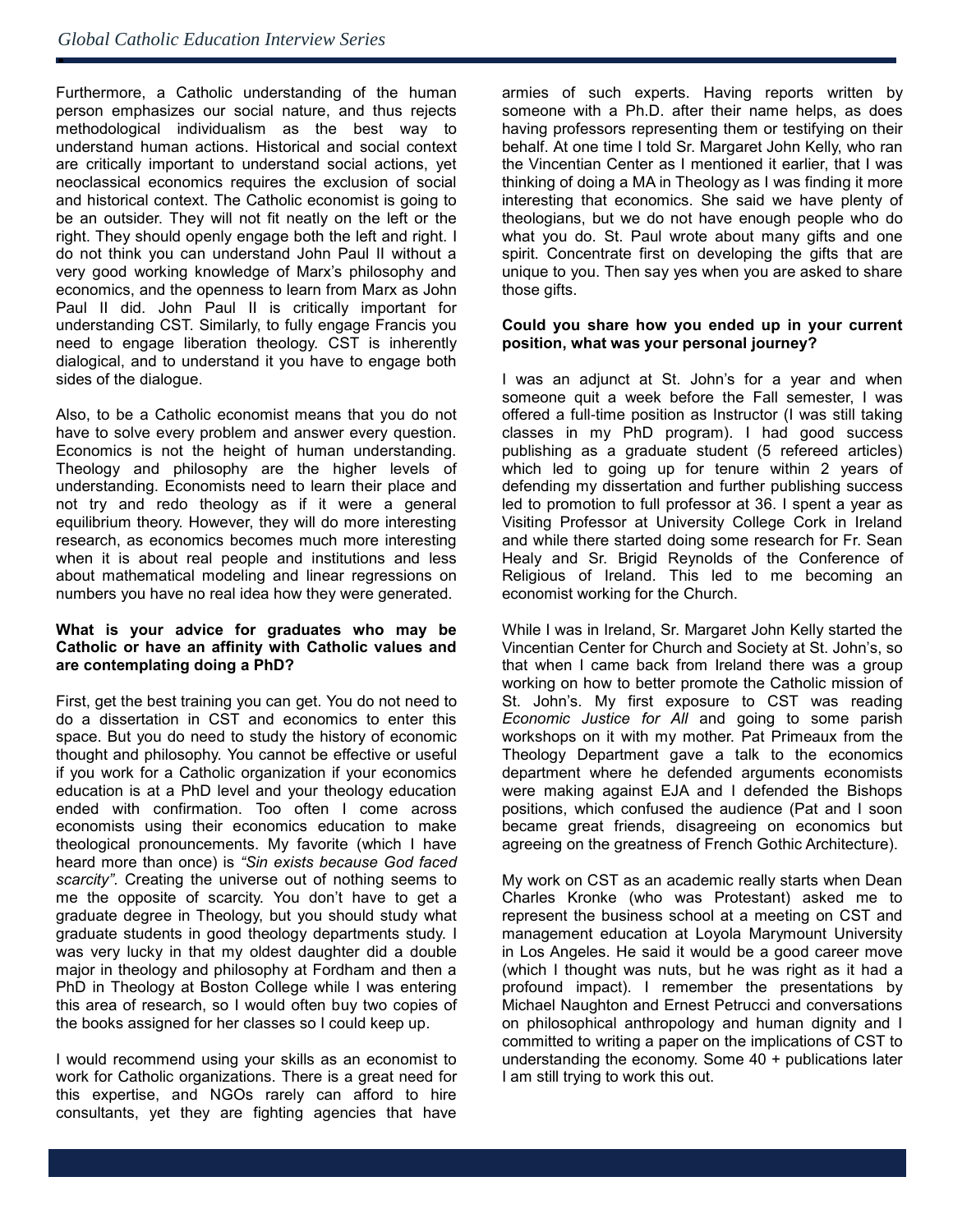Furthermore, a Catholic understanding of the human person emphasizes our social nature, and thus rejects methodological individualism as the best way to understand human actions. Historical and social context are critically important to understand social actions, yet neoclassical economics requires the exclusion of social and historical context. The Catholic economist is going to be an outsider. They will not fit neatly on the left or the right. They should openly engage both the left and right. I do not think you can understand John Paul II without a very good working knowledge of Marx's philosophy and economics, and the openness to learn from Marx as John Paul II did. John Paul II is critically important for understanding CST. Similarly, to fully engage Francis you need to engage liberation theology. CST is inherently dialogical, and to understand it you have to engage both sides of the dialogue.

Also, to be a Catholic economist means that you do not have to solve every problem and answer every question. Economics is not the height of human understanding. Theology and philosophy are the higher levels of understanding. Economists need to learn their place and not try and redo theology as if it were a general equilibrium theory. However, they will do more interesting research, as economics becomes much more interesting when it is about real people and institutions and less about mathematical modeling and linear regressions on numbers you have no real idea how they were generated.

**What is your advice for graduates who may be Catholic or have an affinity with Catholic values and are contemplating doing a PhD?**

First, get the best training you can get. You do not need to do a dissertation in CST and economics to enter this space. But you do need to study the history of economic thought and philosophy. You cannot be effective or useful if you work for a Catholic organization if your economics education is at a PhD level and your theology education ended with confirmation. Too often I come across economists using their economics education to make theological pronouncements. My favorite (which I have heard more than once) is *"Sin exists because God faced scarcity"*. Creating the universe out of nothing seems to me the opposite of scarcity. You don't have to get a graduate degree in Theology, but you should study what graduate students in good theology departments study. I was very lucky in that my oldest daughter did a double major in theology and philosophy at Fordham and then a PhD in Theology at Boston College while I was entering this area of research, so I would often buy two copies of the books assigned for her classes so I could keep up.

I would recommend using your skills as an economist to work for Catholic organizations. There is a great need for this expertise, and NGOs rarely can afford to hire consultants, yet they are fighting agencies that have armies of such experts. Having reports written by someone with a Ph.D. after their name helps, as does having professors representing them or testifying on their behalf. At one time I told Sr. Margaret John Kelly, who ran the Vincentian Center as I mentioned it earlier, that I was thinking of doing a MA in Theology as I was finding it more interesting that economics. She said we have plenty of theologians, but we do not have enough people who do what you do. St. Paul wrote about many gifts and one spirit. Concentrate first on developing the gifts that are unique to you. Then say yes when you are asked to share those gifts.

**Could you share how you ended up in your current position, what was your personal journey?**

I was an adjunct at St. John's for a year and when someone quit a week before the Fall semester, I was offered a full-time position as Instructor (I was still taking classes in my PhD program). I had good success publishing as a graduate student (5 refereed articles) which led to going up for tenure within 2 years of defending my dissertation and further publishing success led to promotion to full professor at 36. I spent a year as Visiting Professor at University College Cork in Ireland and while there started doing some research for Fr. Sean Healy and Sr. Brigid Reynolds of the Conference of Religious of Ireland. This led to me becoming an economist working for the Church.

While I was in Ireland, Sr. Margaret John Kelly started the Vincentian Center for Church and Society at St. John's, so that when I came back from Ireland there was a group working on how to better promote the Catholic mission of St. John's. My first exposure to CST was reading *Economic Justice for All* and going to some parish workshops on it with my mother. Pat Primeaux from the Theology Department gave a talk to the economics department where he defended arguments economists were making against EJA and I defended the Bishops positions, which confused the audience (Pat and I soon became great friends, disagreeing on economics but agreeing on the greatness of French Gothic Architecture).

My work on CST as an academic really starts when Dean Charles Kronke (who was Protestant) asked me to represent the business school at a meeting on CST and management education at Loyola Marymount University in Los Angeles. He said it would be a good career move (which I thought was nuts, but he was right as it had a profound impact). I remember the presentations by Michael Naughton and Ernest Petrucci and conversations on philosophical anthropology and human dignity and I committed to writing a paper on the implications of CST to understanding the economy. Some 40 + publications later I am still trying to work this out.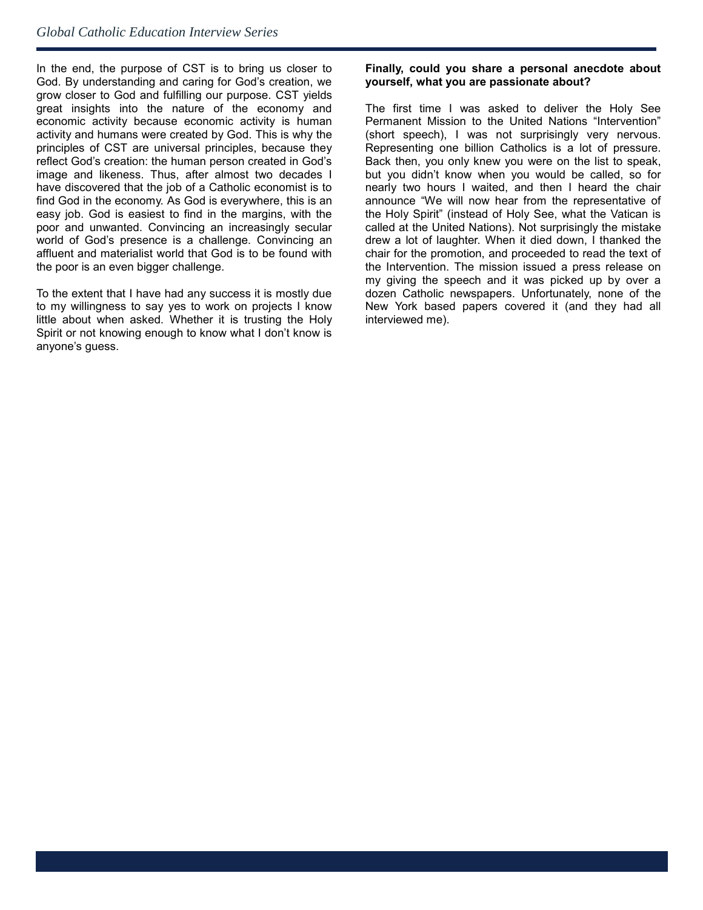In the end, the purpose of CST is to bring us closer to God. By understanding and caring for God's creation, we grow closer to God and fulfilling our purpose. CST yields great insights into the nature of the economy and economic activity because economic activity is human activity and humans were created by God. This is why the principles of CST are universal principles, because they reflect God's creation: the human person created in God's image and likeness. Thus, after almost two decades I have discovered that the job of a Catholic economist is to find God in the economy. As God is everywhere, this is an easy job. God is easiest to find in the margins, with the poor and unwanted. Convincing an increasingly secular world of God's presence is a challenge. Convincing an affluent and materialist world that God is to be found with the poor is an even bigger challenge.

To the extent that I have had any success it is mostly due to my willingness to say yes to work on projects I know little about when asked. Whether it is trusting the Holy Spirit or not knowing enough to know what I don't know is anyone's guess.

**Finally, could you share a personal anecdote about yourself, what you are passionate about?**

The first time I was asked to deliver the Holy See Permanent Mission to the United Nations "Intervention" (short speech), I was not surprisingly very nervous. Representing one billion Catholics is a lot of pressure. Back then, you only knew you were on the list to speak, but you didn't know when you would be called, so for nearly two hours I waited, and then I heard the chair announce "We will now hear from the representative of the Holy Spirit" (instead of Holy See, what the Vatican is called at the United Nations). Not surprisingly the mistake drew a lot of laughter. When it died down, I thanked the chair for the promotion, and proceeded to read the text of the Intervention. The mission issued a press release on my giving the speech and it was picked up by over a dozen Catholic newspapers. Unfortunately, none of the New York based papers covered it (and they had all interviewed me).